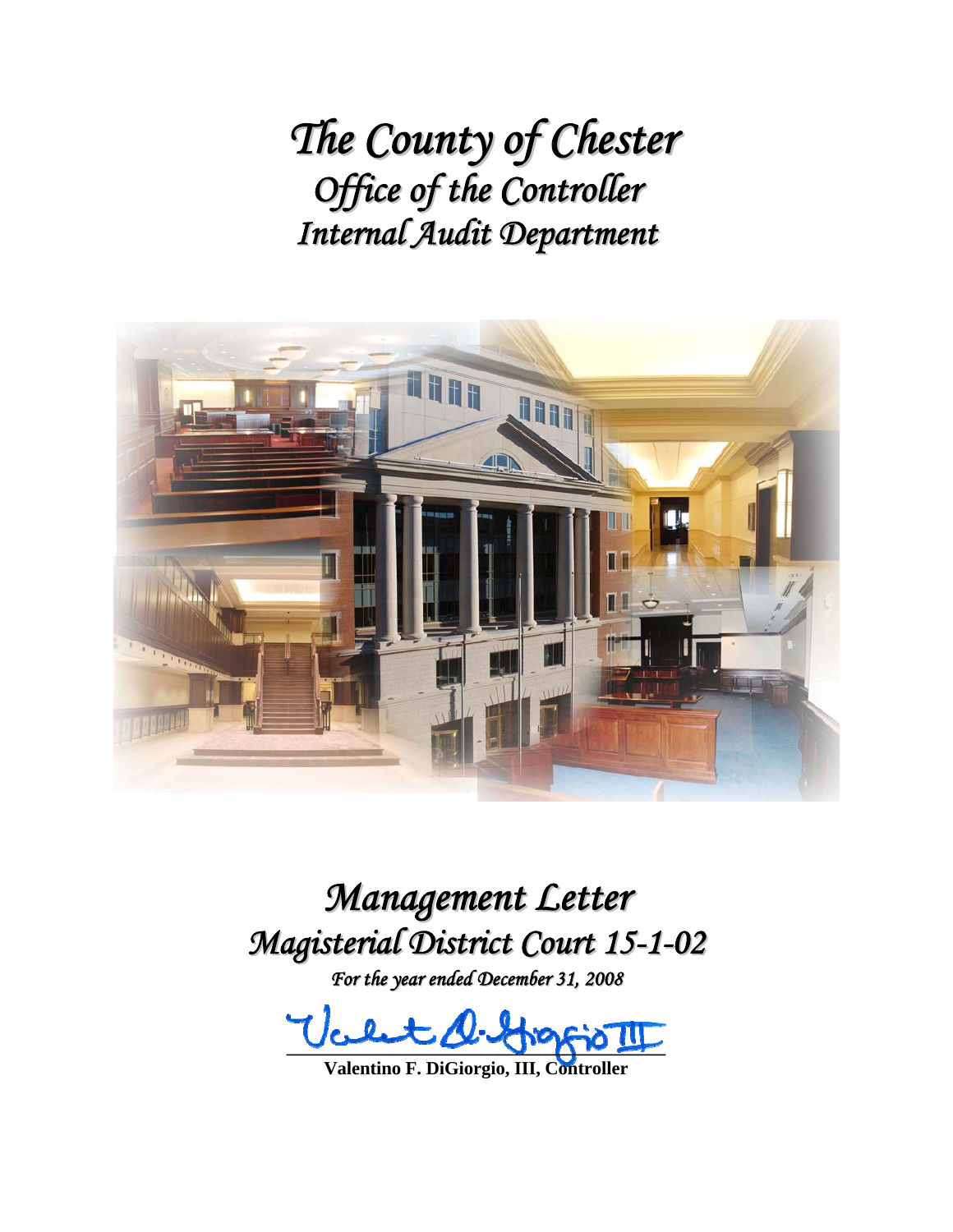# *The County of Chester*
## *Office of the Controller*
## *Internal Audit Department*

# *Management Letter*
## *Magisterial District Court 15-1-02*
*For the year ended December 31, 2008*

**Valentino F. DiGiorgio, III, Controller**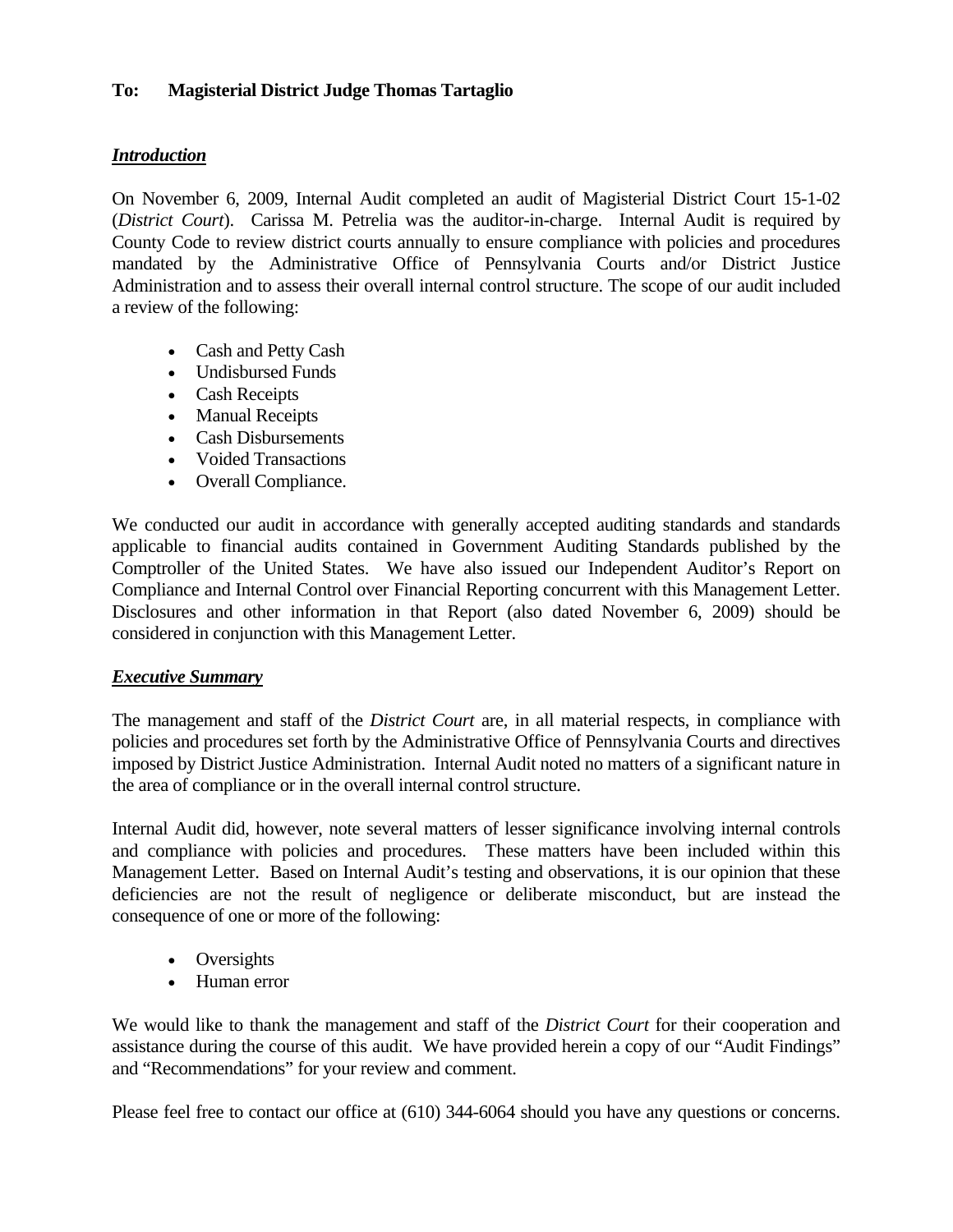**To:	Magisterial District Judge Thomas Tartaglio**

***Introduction***

On November 6, 2009, Internal Audit completed an audit of Magisterial District Court 15-1-02 (*District Court*). Carissa M. Petrelia was the auditor-in-charge. Internal Audit is required by County Code to review district courts annually to ensure compliance with policies and procedures mandated by the Administrative Office of Pennsylvania Courts and/or District Justice Administration and to assess their overall internal control structure. The scope of our audit included a review of the following:

- Cash and Petty Cash
- Undisbursed Funds
- Cash Receipts
- Manual Receipts
- Cash Disbursements
- Voided Transactions
- Overall Compliance.

We conducted our audit in accordance with generally accepted auditing standards and standards applicable to financial audits contained in Government Auditing Standards published by the Comptroller of the United States. We have also issued our Independent Auditor's Report on Compliance and Internal Control over Financial Reporting concurrent with this Management Letter. Disclosures and other information in that Report (also dated November 6, 2009) should be considered in conjunction with this Management Letter.

***Executive Summary***

The management and staff of the *District Court* are, in all material respects, in compliance with policies and procedures set forth by the Administrative Office of Pennsylvania Courts and directives imposed by District Justice Administration. Internal Audit noted no matters of a significant nature in the area of compliance or in the overall internal control structure.

Internal Audit did, however, note several matters of lesser significance involving internal controls and compliance with policies and procedures. These matters have been included within this Management Letter. Based on Internal Audit's testing and observations, it is our opinion that these deficiencies are not the result of negligence or deliberate misconduct, but are instead the consequence of one or more of the following:

- Oversights
- Human error

We would like to thank the management and staff of the *District Court* for their cooperation and assistance during the course of this audit. We have provided herein a copy of our "Audit Findings" and "Recommendations" for your review and comment.

Please feel free to contact our office at (610) 344-6064 should you have any questions or concerns.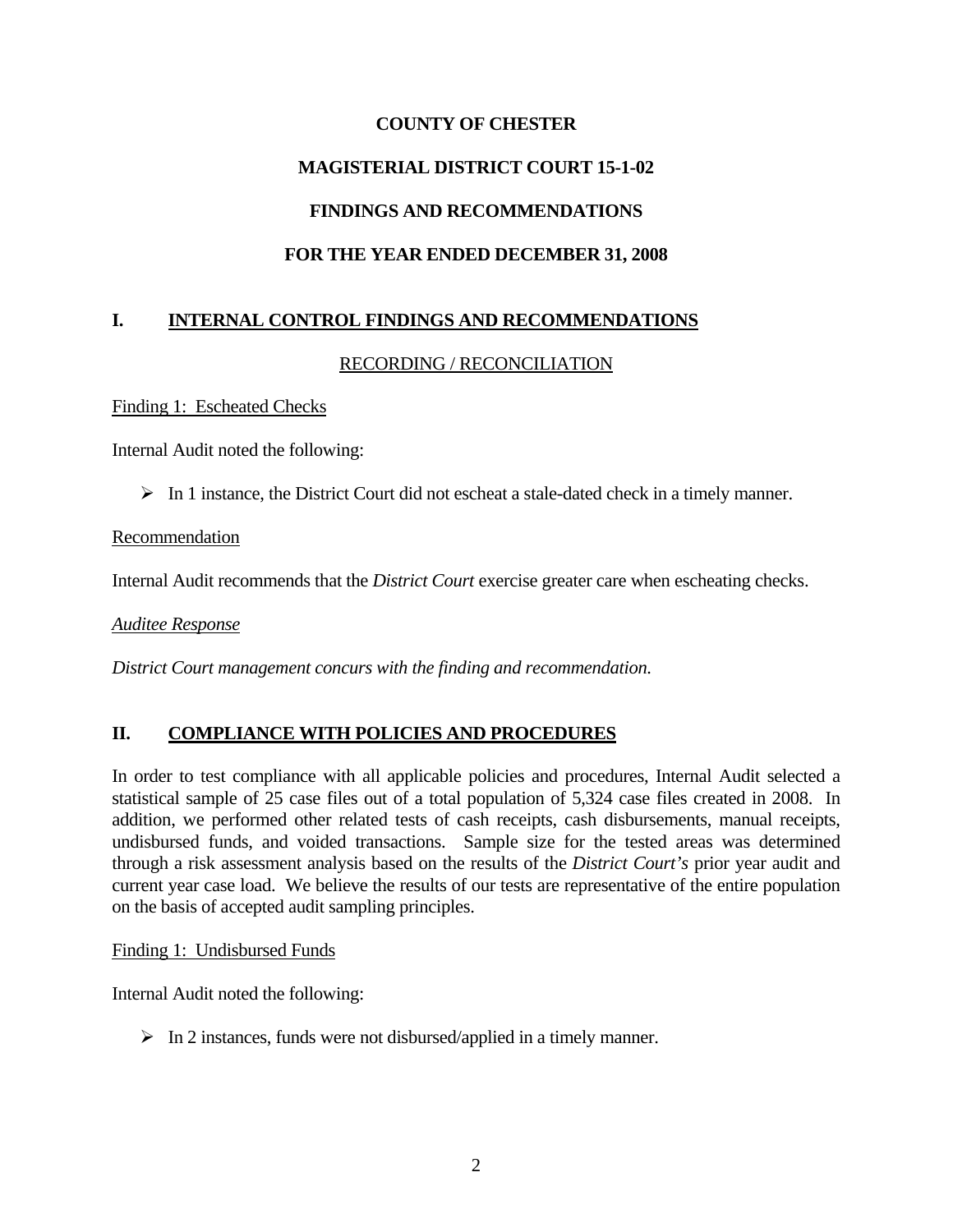**COUNTY OF CHESTER**

**MAGISTERIAL DISTRICT COURT 15-1-02**

**FINDINGS AND RECOMMENDATIONS**

**FOR THE YEAR ENDED DECEMBER 31, 2008**

## I. INTERNAL CONTROL FINDINGS AND RECOMMENDATIONS

RECORDING / RECONCILIATION

Finding 1: Escheated Checks

Internal Audit noted the following:

- In 1 instance, the District Court did not escheat a stale-dated check in a timely manner.

Recommendation

Internal Audit recommends that the *District Court* exercise greater care when escheating checks.

*Auditee Response*

*District Court management concurs with the finding and recommendation.*

## II. COMPLIANCE WITH POLICIES AND PROCEDURES

In order to test compliance with all applicable policies and procedures, Internal Audit selected a statistical sample of 25 case files out of a total population of 5,324 case files created in 2008. In addition, we performed other related tests of cash receipts, cash disbursements, manual receipts, undisbursed funds, and voided transactions. Sample size for the tested areas was determined through a risk assessment analysis based on the results of the *District Court's* prior year audit and current year case load. We believe the results of our tests are representative of the entire population on the basis of accepted audit sampling principles.

Finding 1: Undisbursed Funds

Internal Audit noted the following:

- In 2 instances, funds were not disbursed/applied in a timely manner.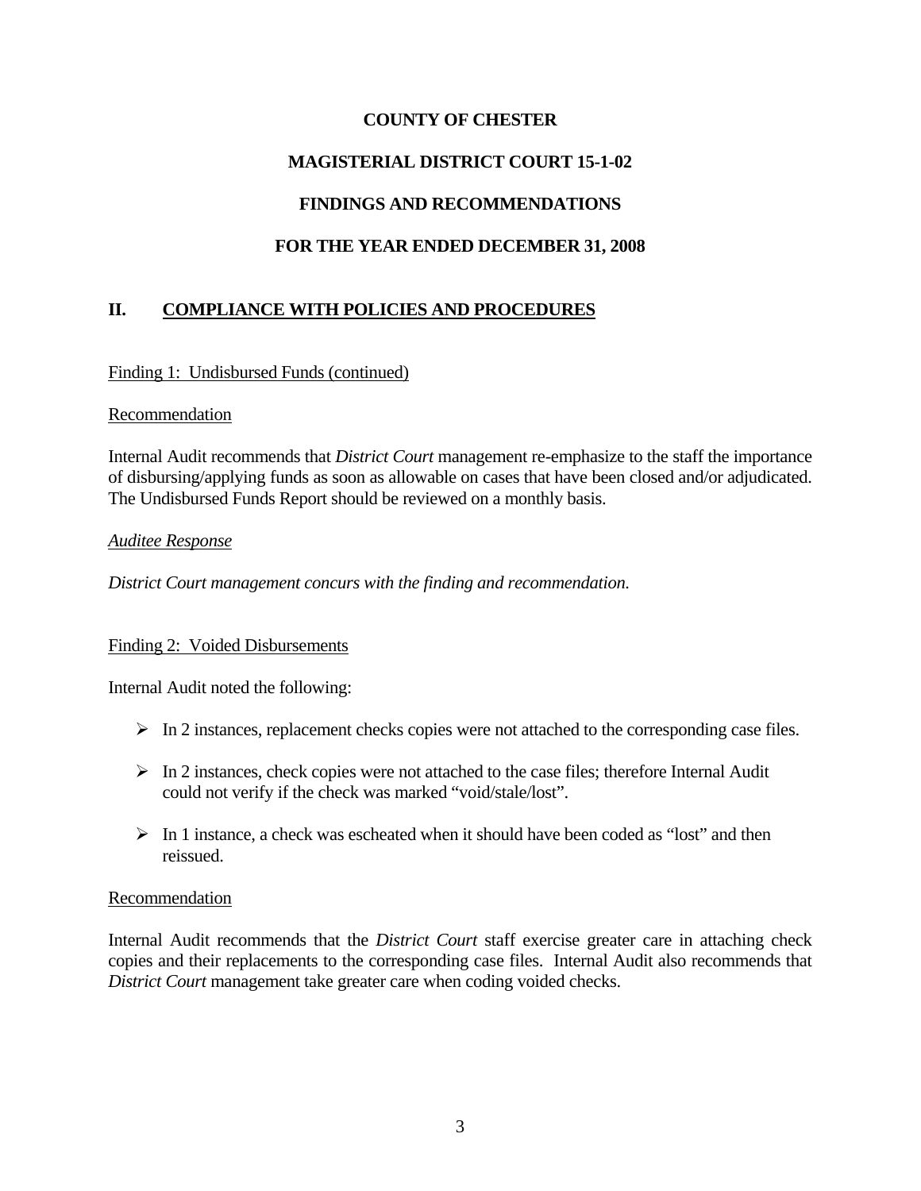**COUNTY OF CHESTER**

**MAGISTERIAL DISTRICT COURT 15-1-02**

**FINDINGS AND RECOMMENDATIONS**

**FOR THE YEAR ENDED DECEMBER 31, 2008**

## II. COMPLIANCE WITH POLICIES AND PROCEDURES

Finding 1: Undisbursed Funds (continued)

Recommendation

Internal Audit recommends that *District Court* management re-emphasize to the staff the importance of disbursing/applying funds as soon as allowable on cases that have been closed and/or adjudicated. The Undisbursed Funds Report should be reviewed on a monthly basis.

*Auditee Response*

*District Court management concurs with the finding and recommendation.*

Finding 2: Voided Disbursements

Internal Audit noted the following:

- In 2 instances, replacement checks copies were not attached to the corresponding case files.
- In 2 instances, check copies were not attached to the case files; therefore Internal Audit could not verify if the check was marked "void/stale/lost".
- In 1 instance, a check was escheated when it should have been coded as "lost" and then reissued.

Recommendation

Internal Audit recommends that the *District Court* staff exercise greater care in attaching check copies and their replacements to the corresponding case files. Internal Audit also recommends that *District Court* management take greater care when coding voided checks.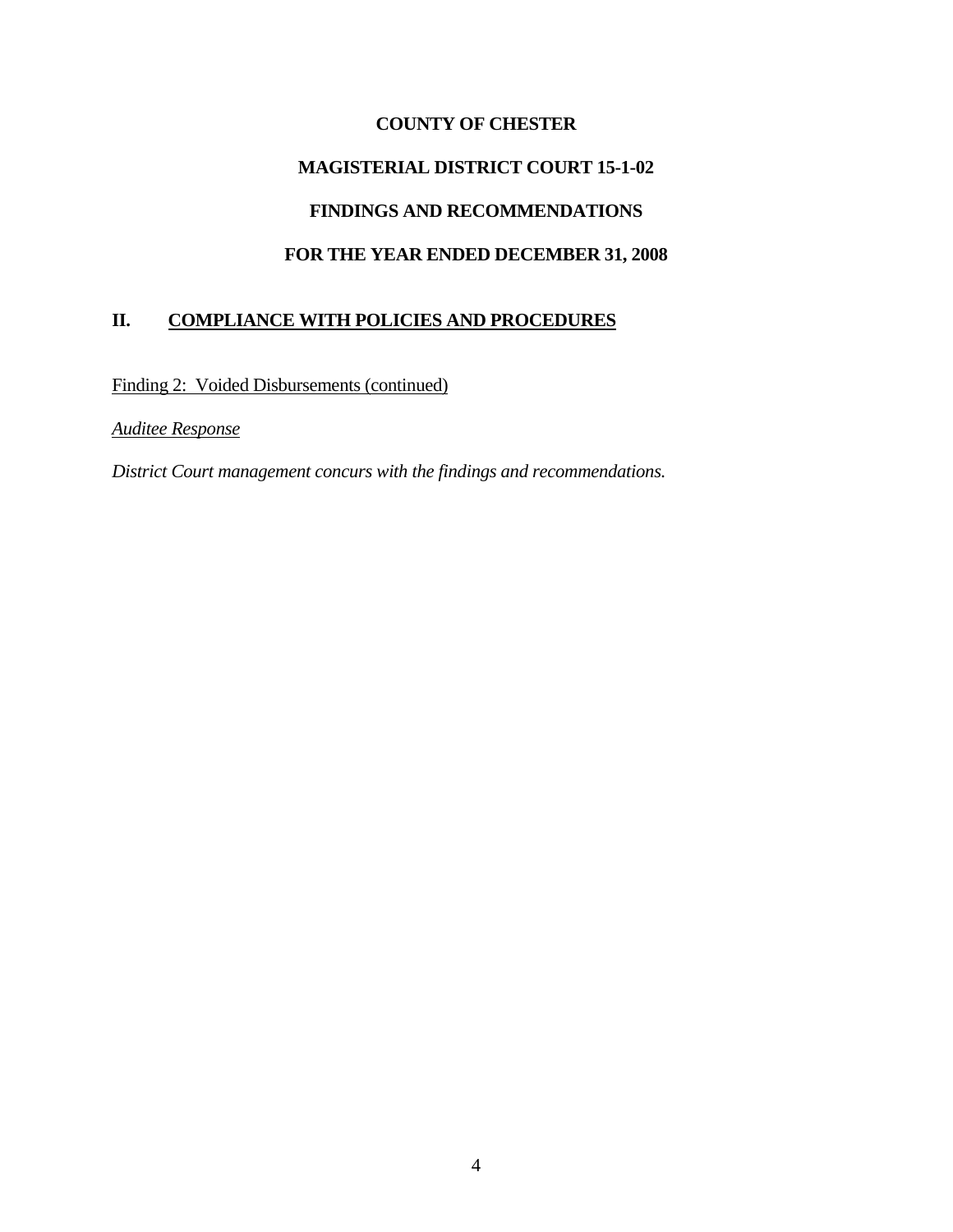**COUNTY OF CHESTER**

**MAGISTERIAL DISTRICT COURT 15-1-02**

**FINDINGS AND RECOMMENDATIONS**

**FOR THE YEAR ENDED DECEMBER 31, 2008**

## II. COMPLIANCE WITH POLICIES AND PROCEDURES

Finding 2: Voided Disbursements (continued)

*Auditee Response*

*District Court management concurs with the findings and recommendations.*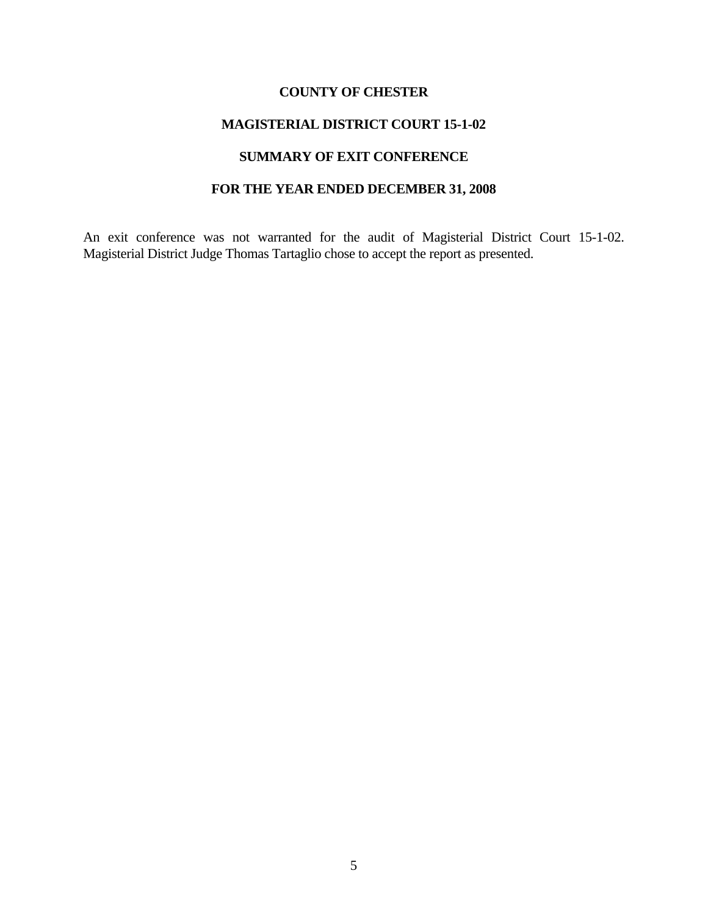**COUNTY OF CHESTER**

**MAGISTERIAL DISTRICT COURT 15-1-02**

**SUMMARY OF EXIT CONFERENCE**

**FOR THE YEAR ENDED DECEMBER 31, 2008**

An exit conference was not warranted for the audit of Magisterial District Court 15-1-02. Magisterial District Judge Thomas Tartaglio chose to accept the report as presented.